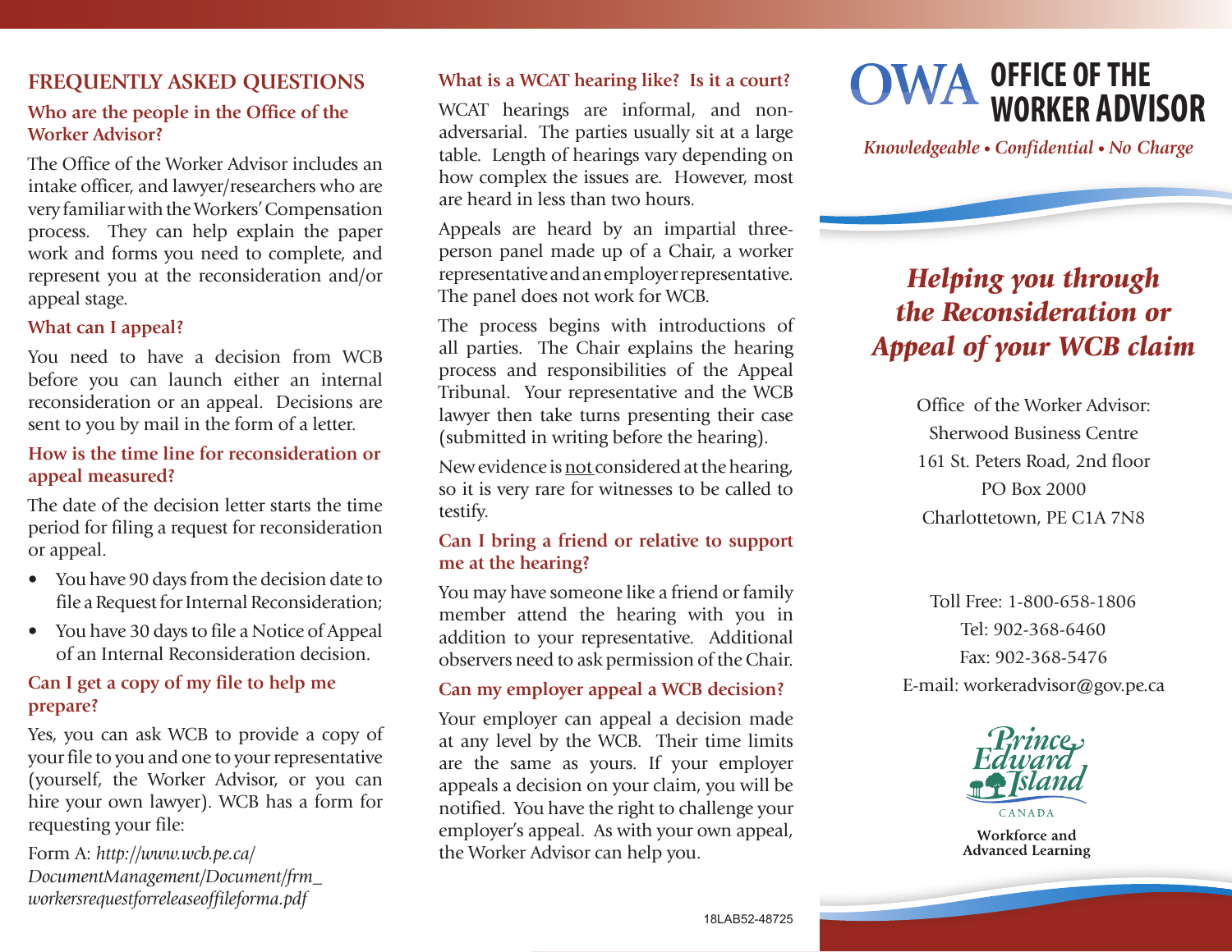## FREQUENTLY ASKED QUESTIONS

### Who are the people in the Office of the Worker Advisor?

The Office of the Worker Advisor includes an intake officer, and lawyer/researchers who are very familiar with the Workers' Compensation process. They can help explain the paper work and forms you need to complete, and represent you at the reconsideration and/or appeal stage.

### What can I appeal?

You need to have a decision from WCB before you can launch either an internal reconsideration or an appeal. Decisions are sent to you by mail in the form of a letter.

### How is the time line for reconsideration or appeal measured?

The date of the decision letter starts the time period for filing a request for reconsideration or appeal.

- You have 90 days from the decision date to file a Request for Internal Reconsideration;
- You have 30 days to file a Notice of Appeal of an Internal Reconsideration decision.

### Can I get a copy of my file to help me prepare?

Yes, you can ask WCB to provide a copy of your file to you and one to your representative (yourself, the Worker Advisor, or you can hire your own lawyer). WCB has a form for requesting your file:

Form A: *http://www.wcb.pe.ca/DocumentManagement/Document/frm_workersrequestforreleaseoffileforma.pdf*

### What is a WCAT hearing like? Is it a court?

WCAT hearings are informal, and non-adversarial. The parties usually sit at a large table. Length of hearings vary depending on how complex the issues are. However, most are heard in less than two hours.

Appeals are heard by an impartial three-person panel made up of a Chair, a worker representative and an employer representative. The panel does not work for WCB.

The process begins with introductions of all parties. The Chair explains the hearing process and responsibilities of the Appeal Tribunal. Your representative and the WCB lawyer then take turns presenting their case (submitted in writing before the hearing).

New evidence is not considered at the hearing, so it is very rare for witnesses to be called to testify.

### Can I bring a friend or relative to support me at the hearing?

You may have someone like a friend or family member attend the hearing with you in addition to your representative. Additional observers need to ask permission of the Chair.

### Can my employer appeal a WCB decision?

Your employer can appeal a decision made at any level by the WCB. Their time limits are the same as yours. If your employer appeals a decision on your claim, you will be notified. You have the right to challenge your employer's appeal. As with your own appeal, the Worker Advisor can help you.

18LAB52-48725

# OWA OFFICE OF THE WORKER ADVISOR

*Knowledgeable • Confidential • No Charge*

## *Helping you through the Reconsideration or Appeal of your WCB claim*

Office of the Worker Advisor:
Sherwood Business Centre
161 St. Peters Road, 2nd floor
PO Box 2000
Charlottetown, PE C1A 7N8

Toll Free: 1-800-658-1806
Tel: 902-368-6460
Fax: 902-368-5476
E-mail: workeradvisor@gov.pe.ca

Prince Edward Island
CANADA
Workforce and Advanced Learning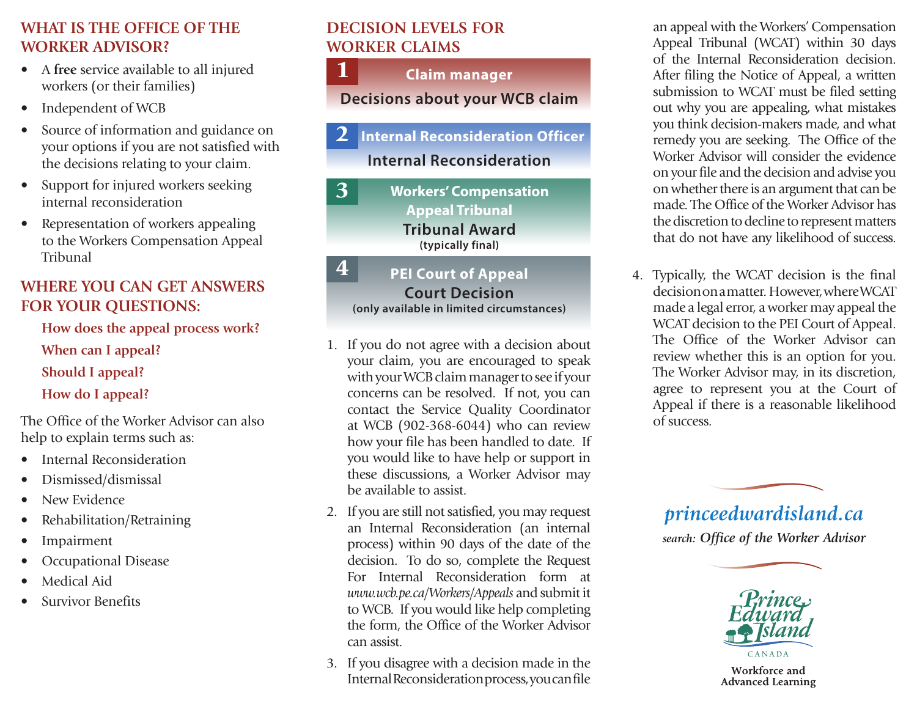## WHAT IS THE OFFICE OF THE WORKER ADVISOR?

- A **free** service available to all injured workers (or their families)
- Independent of WCB
- Source of information and guidance on your options if you are not satisfied with the decisions relating to your claim.
- Support for injured workers seeking internal reconsideration
- Representation of workers appealing to the Workers Compensation Appeal Tribunal

## WHERE YOU CAN GET ANSWERS FOR YOUR QUESTIONS:

**How does the appeal process work?**

**When can I appeal?**

**Should I appeal?**

**How do I appeal?**

The Office of the Worker Advisor can also help to explain terms such as:

- Internal Reconsideration
- Dismissed/dismissal
- New Evidence
- Rehabilitation/Retraining
- Impairment
- Occupational Disease
- Medical Aid
- Survivor Benefits

## DECISION LEVELS FOR WORKER CLAIMS

**1 Claim manager**
**Decisions about your WCB claim**

**2 Internal Reconsideration Officer**
**Internal Reconsideration**

**3 Workers' Compensation Appeal Tribunal**
**Tribunal Award**
**(typically final)**

**4 PEI Court of Appeal**
**Court Decision**
**(only available in limited circumstances)**

1. If you do not agree with a decision about your claim, you are encouraged to speak with your WCB claim manager to see if your concerns can be resolved. If not, you can contact the Service Quality Coordinator at WCB (902-368-6044) who can review how your file has been handled to date. If you would like to have help or support in these discussions, a Worker Advisor may be available to assist.
2. If you are still not satisfied, you may request an Internal Reconsideration (an internal process) within 90 days of the date of the decision. To do so, complete the Request For Internal Reconsideration form at *www.wcb.pe.ca/Workers/Appeals* and submit it to WCB. If you would like help completing the form, the Office of the Worker Advisor can assist.
3. If you disagree with a decision made in the Internal Reconsideration process, you can file an appeal with the Workers' Compensation Appeal Tribunal (WCAT) within 30 days of the Internal Reconsideration decision. After filing the Notice of Appeal, a written submission to WCAT must be filed setting out why you are appealing, what mistakes you think decision-makers made, and what remedy you are seeking. The Office of the Worker Advisor will consider the evidence on your file and the decision and advise you on whether there is an argument that can be made. The Office of the Worker Advisor has the discretion to decline to represent matters that do not have any likelihood of success.
4. Typically, the WCAT decision is the final decision on a matter. However, where WCAT made a legal error, a worker may appeal the WCAT decision to the PEI Court of Appeal. The Office of the Worker Advisor can review whether this is an option for you. The Worker Advisor may, in its discretion, agree to represent you at the Court of Appeal if there is a reasonable likelihood of success.

*princeedwardisland.ca*

*search:* *Office of the Worker Advisor*

Prince Edward Island
CANADA

Workforce and
Advanced Learning